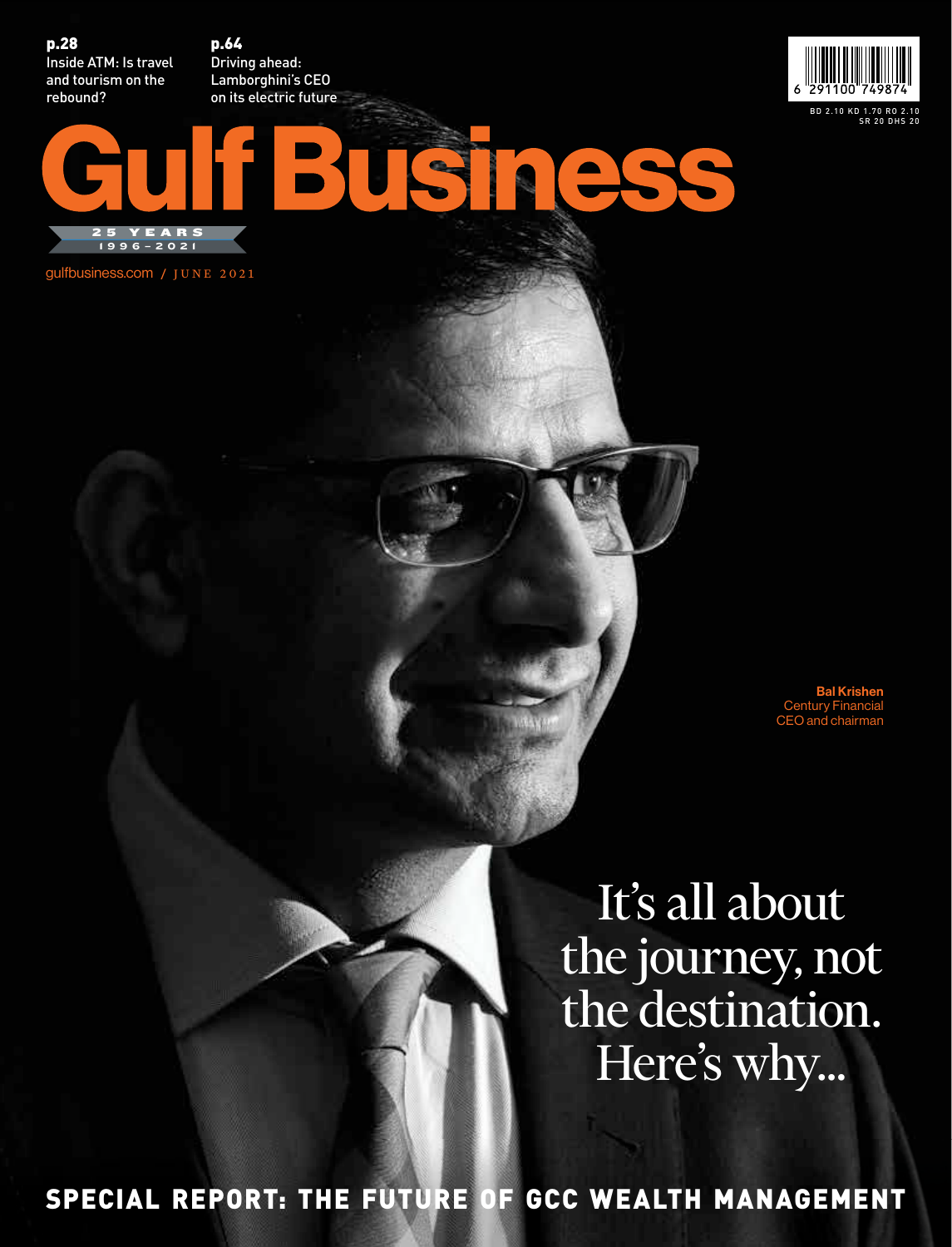**p.28**
Inside ATM: Is travel and tourism on the rebound?

**p.64**
Driving ahead: Lamborghini's CEO on its electric future

6 291100 749874

BD 2.10 KD 1.70 RO 2.10 SR 20 DHS 20

# Gulf Business

25 YEARS
1996–2021

gulfbusiness.com / JUNE 2021

**Bal Krishen**
Century Financial
CEO and chairman

## It's all about the journey, not the destination. Here's why...

**SPECIAL REPORT: THE FUTURE OF GCC WEALTH MANAGEMENT**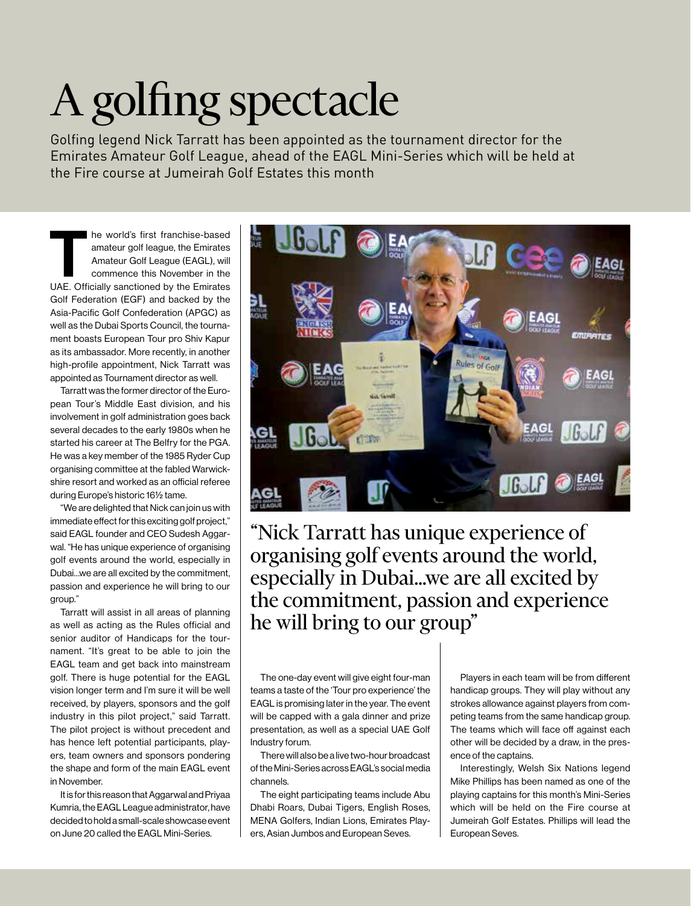# A golfing spectacle

Golfing legend Nick Tarratt has been appointed as the tournament director for the Emirates Amateur Golf League, ahead of the EAGL Mini-Series which will be held at the Fire course at Jumeirah Golf Estates this month

The world's first franchise-based amateur golf league, the Emirates Amateur Golf League (EAGL), will commence this November in the UAE. Officially sanctioned by the Emirates Golf Federation (EGF) and backed by the Asia-Pacific Golf Confederation (APGC) as well as the Dubai Sports Council, the tournament boasts European Tour pro Shiv Kapur as its ambassador. More recently, in another high-profile appointment, Nick Tarratt was appointed as Tournament director as well.

Tarratt was the former director of the European Tour's Middle East division, and his involvement in golf administration goes back several decades to the early 1980s when he started his career at The Belfry for the PGA. He was a key member of the 1985 Ryder Cup organising committee at the fabled Warwickshire resort and worked as an official referee during Europe's historic 16½ tame.

"We are delighted that Nick can join us with immediate effect for this exciting golf project," said EAGL founder and CEO Sudesh Aggarwal. "He has unique experience of organising golf events around the world, especially in Dubai...we are all excited by the commitment, passion and experience he will bring to our group."

Tarratt will assist in all areas of planning as well as acting as the Rules official and senior auditor of Handicaps for the tournament. "It's great to be able to join the EAGL team and get back into mainstream golf. There is huge potential for the EAGL vision longer term and I'm sure it will be well received, by players, sponsors and the golf industry in this pilot project," said Tarratt. The pilot project is without precedent and has hence left potential participants, players, team owners and sponsors pondering the shape and form of the main EAGL event in November.

It is for this reason that Aggarwal and Priyaa Kumria, the EAGL League administrator, have decided to hold a small-scale showcase event on June 20 called the EAGL Mini-Series.

> "Nick Tarratt has unique experience of organising golf events around the world, especially in Dubai...we are all excited by the commitment, passion and experience he will bring to our group"

The one-day event will give eight four-man teams a taste of the 'Tour pro experience' the EAGL is promising later in the year. The event will be capped with a gala dinner and prize presentation, as well as a special UAE Golf Industry forum.

There will also be a live two-hour broadcast of the Mini-Series across EAGL's social media channels.

The eight participating teams include Abu Dhabi Roars, Dubai Tigers, English Roses, MENA Golfers, Indian Lions, Emirates Players, Asian Jumbos and European Seves.

Players in each team will be from different handicap groups. They will play without any strokes allowance against players from competing teams from the same handicap group. The teams which will face off against each other will be decided by a draw, in the presence of the captains.

Interestingly, Welsh Six Nations legend Mike Phillips has been named as one of the playing captains for this month's Mini-Series which will be held on the Fire course at Jumeirah Golf Estates. Phillips will lead the European Seves.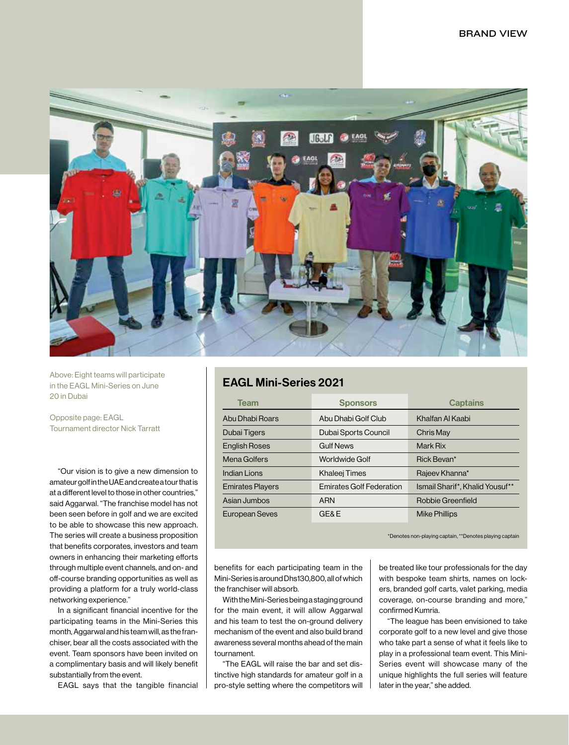Above: Eight teams will participate in the EAGL Mini-Series on June 20 in Dubai

Opposite page: EAGL Tournament director Nick Tarratt

## EAGL Mini-Series 2021

| Team | Sponsors | Captains |
|---|---|---|
| Abu Dhabi Roars | Abu Dhabi Golf Club | Khalfan Al Kaabi |
| Dubai Tigers | Dubai Sports Council | Chris May |
| English Roses | Gulf News | Mark Rix |
| Mena Golfers | Worldwide Golf | Rick Bevan* |
| Indian Lions | Khaleej Times | Rajeev Khanna* |
| Emirates Players | Emirates Golf Federation | Ismail Sharif*, Khalid Yousuf** |
| Asian Jumbos | ARN | Robbie Greenfield |
| European Seves | GE&E | Mike Phillips |

*Denotes non-playing captain, **Denotes playing captain

"Our vision is to give a new dimension to amateur golf in the UAE and create a tour that is at a different level to those in other countries," said Aggarwal. "The franchise model has not been seen before in golf and we are excited to be able to showcase this new approach. The series will create a business proposition that benefits corporates, investors and team owners in enhancing their marketing efforts through multiple event channels, and on- and off-course branding opportunities as well as providing a platform for a truly world-class networking experience."

In a significant financial incentive for the participating teams in the Mini-Series this month, Aggarwal and his team will, as the franchiser, bear all the costs associated with the event. Team sponsors have been invited on a complimentary basis and will likely benefit substantially from the event.

EAGL says that the tangible financial benefits for each participating team in the Mini-Series is around Dhs130,800, all of which the franchiser will absorb.

With the Mini-Series being a staging ground for the main event, it will allow Aggarwal and his team to test the on-ground delivery mechanism of the event and also build brand awareness several months ahead of the main tournament.

"The EAGL will raise the bar and set distinctive high standards for amateur golf in a pro-style setting where the competitors will be treated like tour professionals for the day with bespoke team shirts, names on lockers, branded golf carts, valet parking, media coverage, on-course branding and more," confirmed Kumria.

"The league has been envisioned to take corporate golf to a new level and give those who take part a sense of what it feels like to play in a professional team event. This Mini-Series event will showcase many of the unique highlights the full series will feature later in the year," she added.